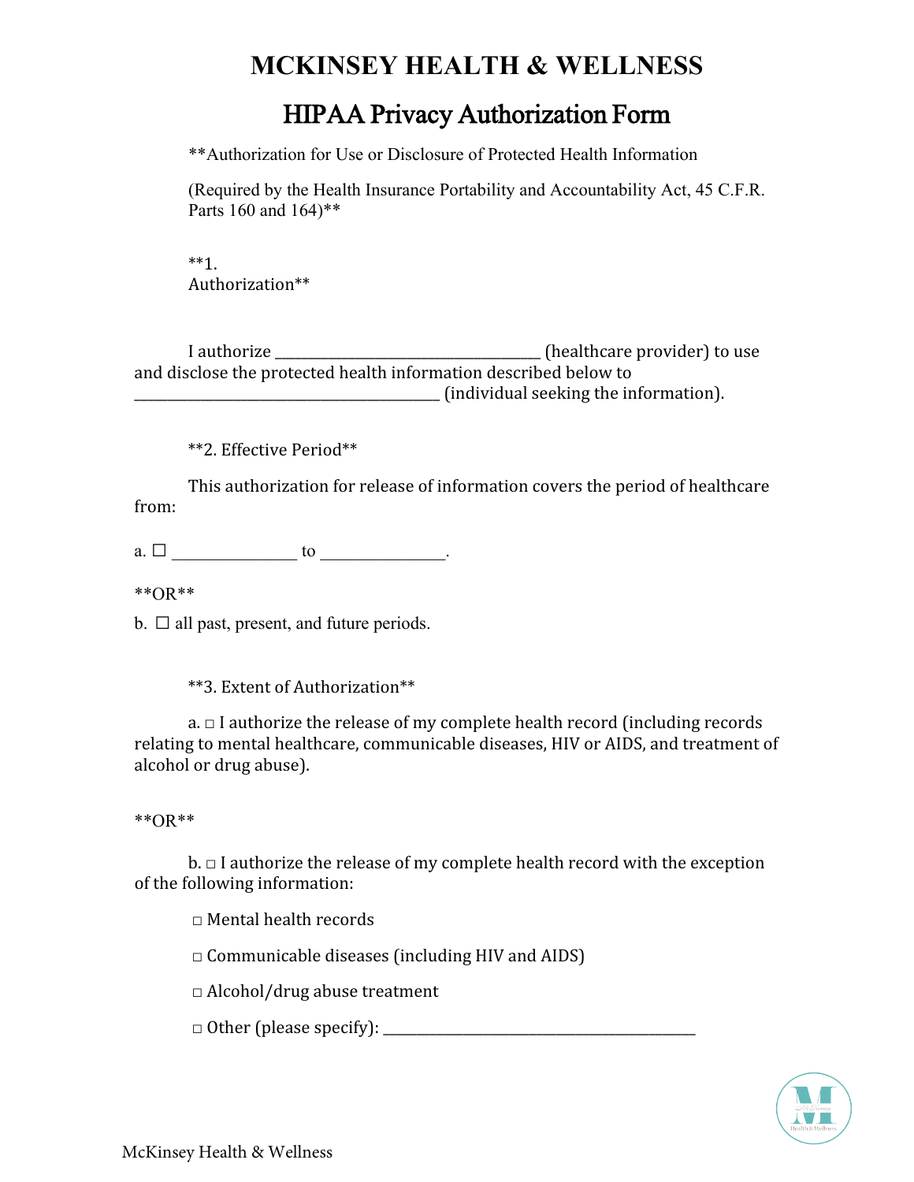# MCKINSEY HEALTH & WELLNESS

## HIPAA Privacy Authorization Form

**Authorization for Use or Disclosure of Protected Health Information

(Required by the Health Insurance Portability and Accountability Act, 45 C.F.R. Parts 160 and 164)**

**1. Authorization**

I authorize ________________________________ (healthcare provider) to use and disclose the protected health information described below to ____________________________________ (individual seeking the information).

**2. Effective Period**

This authorization for release of information covers the period of healthcare from:

a. ☐ ______________ to ______________.

**OR**

b. ☐ all past, present, and future periods.

**3. Extent of Authorization**

a. □ I authorize the release of my complete health record (including records relating to mental healthcare, communicable diseases, HIV or AIDS, and treatment of alcohol or drug abuse).

**OR**

b. □ I authorize the release of my complete health record with the exception of the following information:

- □ Mental health records
- □ Communicable diseases (including HIV and AIDS)
- □ Alcohol/drug abuse treatment
- □ Other (please specify): ____________________________________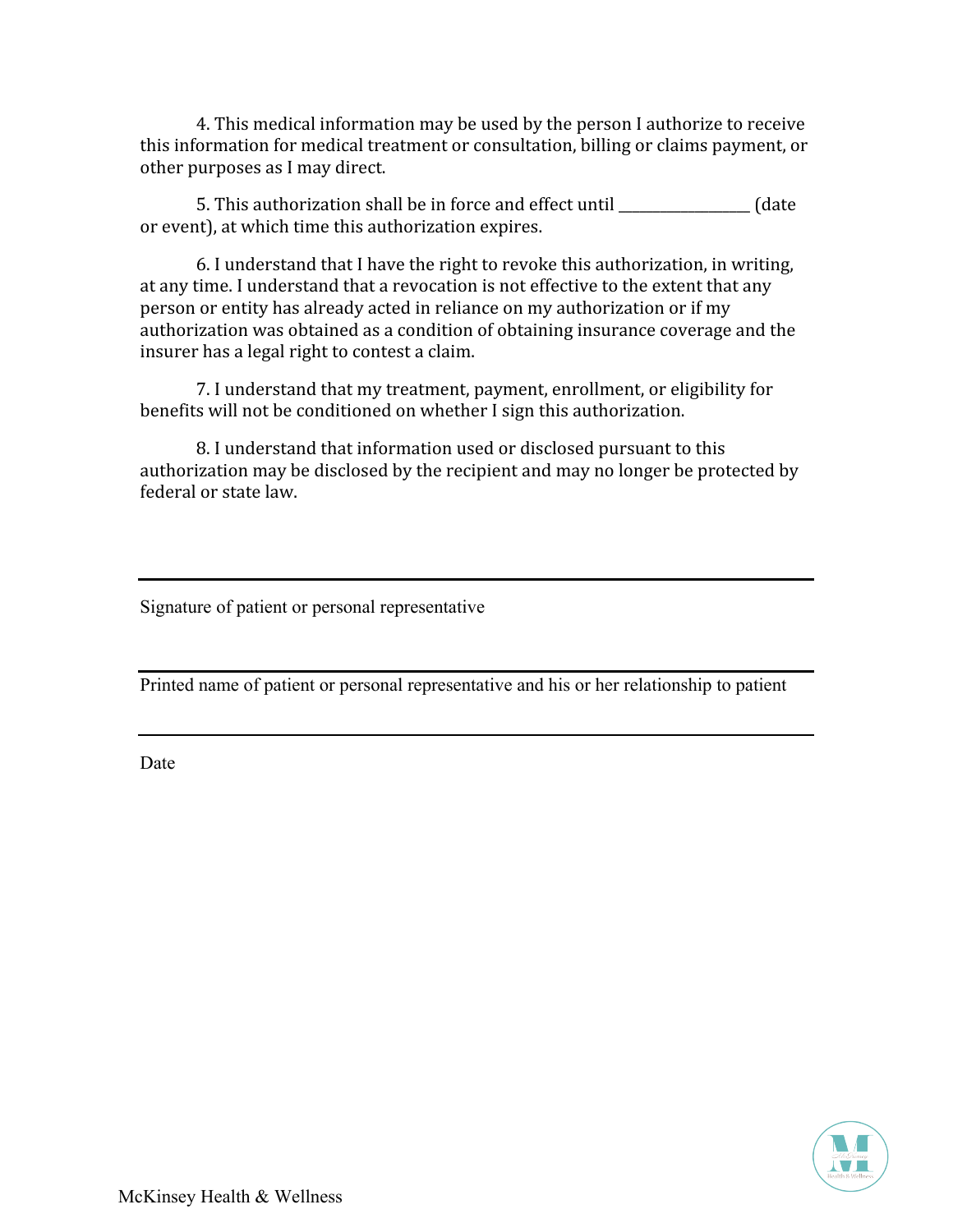4. This medical information may be used by the person I authorize to receive this information for medical treatment or consultation, billing or claims payment, or other purposes as I may direct.

5. This authorization shall be in force and effect until _________________ (date or event), at which time this authorization expires.

6. I understand that I have the right to revoke this authorization, in writing, at any time. I understand that a revocation is not effective to the extent that any person or entity has already acted in reliance on my authorization or if my authorization was obtained as a condition of obtaining insurance coverage and the insurer has a legal right to contest a claim.

7. I understand that my treatment, payment, enrollment, or eligibility for benefits will not be conditioned on whether I sign this authorization.

8. I understand that information used or disclosed pursuant to this authorization may be disclosed by the recipient and may no longer be protected by federal or state law.

______________________________________________

Signature of patient or personal representative

______________________________________________

Printed name of patient or personal representative and his or her relationship to patient

______________________________________________

Date

McKinsey Health & Wellness